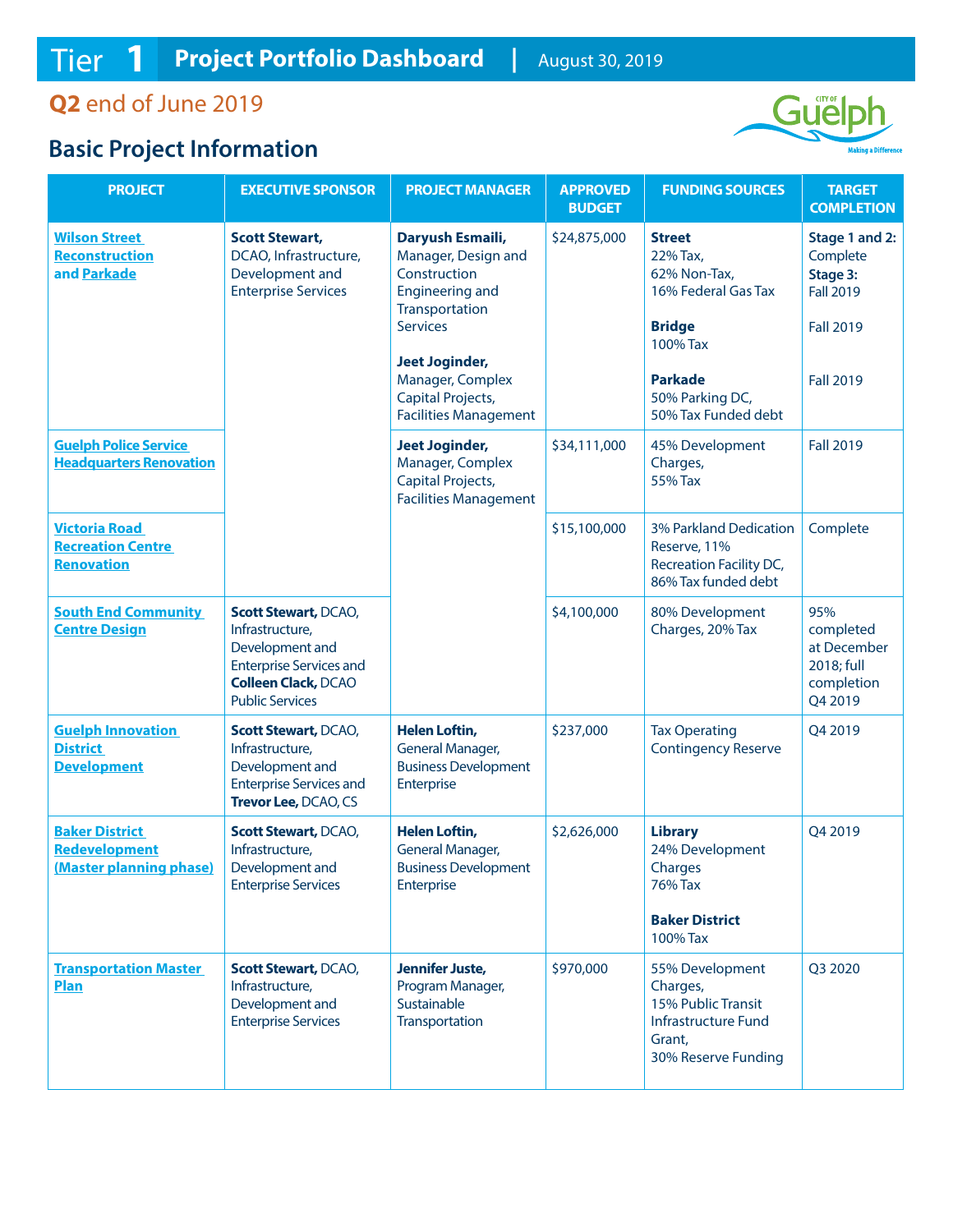# Tier 1 Project Portfolio Dashboard | August 30, 2019

## Q2 end of June 2019

## Basic Project Information

| PROJECT | EXECUTIVE SPONSOR | PROJECT MANAGER | APPROVED BUDGET | FUNDING SOURCES | TARGET COMPLETION |
|---|---|---|---|---|---|
| Wilson Street Reconstruction and Parkade | **Scott Stewart,** DCAO, Infrastructure, Development and Enterprise Services | **Daryush Esmaili,** Manager, Design and Construction Engineering and Transportation Services<br><br>**Jeet Joginder,** Manager, Complex Capital Projects, Facilities Management | $24,875,000 | **Street** 22% Tax, 62% Non-Tax, 16% Federal Gas Tax<br><br>**Bridge** 100% Tax<br><br>**Parkade** 50% Parking DC, 50% Tax Funded debt | **Stage 1 and 2:** Complete **Stage 3:** Fall 2019<br><br>Fall 2019<br><br>Fall 2019 |
| Guelph Police Service Headquarters Renovation | **Scott Stewart,** DCAO, Infrastructure, Development and Enterprise Services | **Jeet Joginder,** Manager, Complex Capital Projects, Facilities Management | $34,111,000 | 45% Development Charges, 55% Tax | Fall 2019 |
| Victoria Road Recreation Centre Renovation | **Scott Stewart,** DCAO, Infrastructure, Development and Enterprise Services | **Jeet Joginder,** Manager, Complex Capital Projects, Facilities Management | $15,100,000 | 3% Parkland Dedication Reserve, 11% Recreation Facility DC, 86% Tax funded debt | Complete |
| South End Community Centre Design | **Scott Stewart,** DCAO, Infrastructure, Development and Enterprise Services and **Colleen Clack,** DCAO Public Services | **Jeet Joginder,** Manager, Complex Capital Projects, Facilities Management | $4,100,000 | 80% Development Charges, 20% Tax | 95% completed at December 2018; full completion Q4 2019 |
| Guelph Innovation District Development | **Scott Stewart,** DCAO, Infrastructure, Development and Enterprise Services and **Trevor Lee,** DCAO, CS | **Helen Loftin,** General Manager, Business Development Enterprise | $237,000 | Tax Operating Contingency Reserve | Q4 2019 |
| Baker District Redevelopment (Master planning phase) | **Scott Stewart,** DCAO, Infrastructure, Development and Enterprise Services | **Helen Loftin,** General Manager, Business Development Enterprise | $2,626,000 | **Library** 24% Development Charges 76% Tax<br><br>**Baker District** 100% Tax | Q4 2019 |
| Transportation Master Plan | **Scott Stewart,** DCAO, Infrastructure, Development and Enterprise Services | **Jennifer Juste,** Program Manager, Sustainable Transportation | $970,000 | 55% Development Charges, 15% Public Transit Infrastructure Fund Grant, 30% Reserve Funding | Q3 2020 |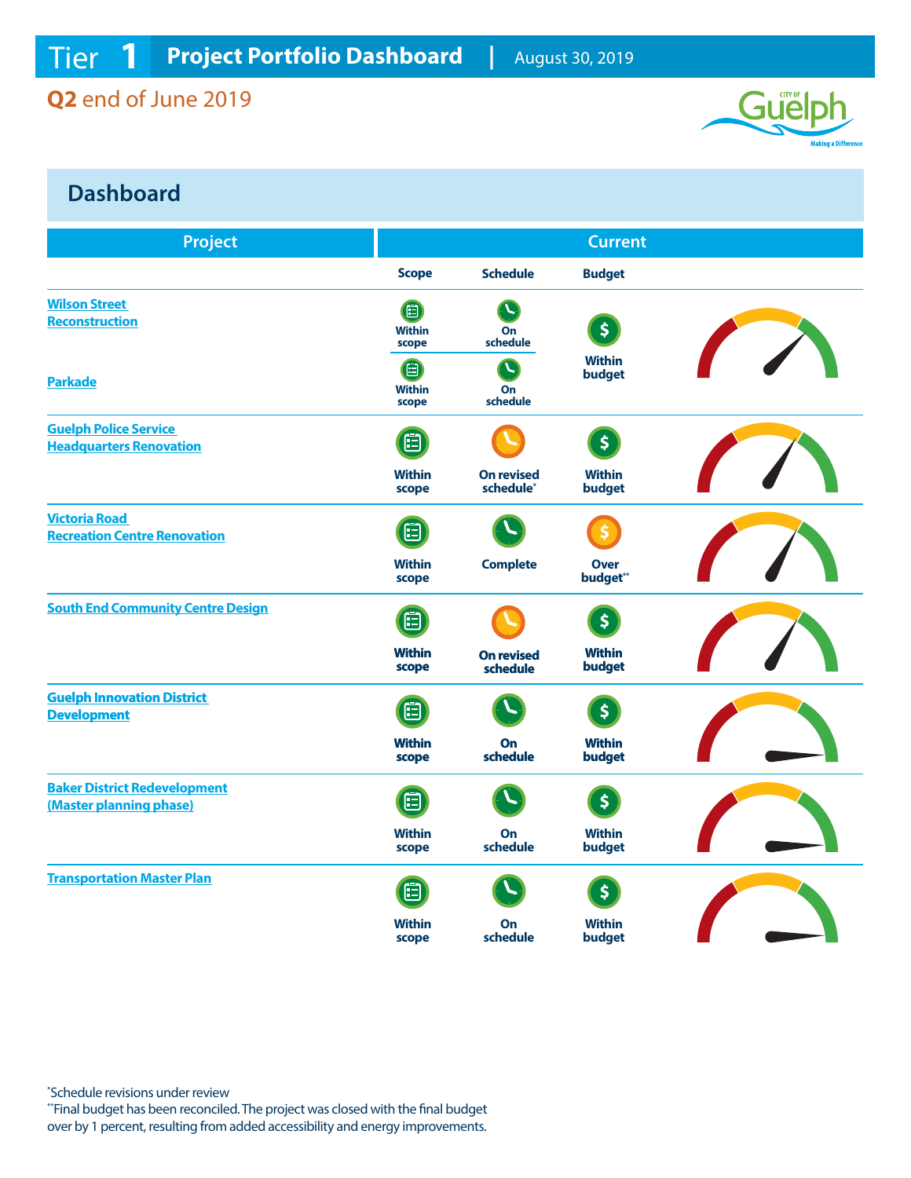# Tier 1 Project Portfolio Dashboard | August 30, 2019

**Q2** end of June 2019

## Dashboard

| Project | Scope | Schedule | Budget |
|---|---|---|---|
| Wilson Street Reconstruction | Within scope | On schedule | Within budget |
| Parkade | Within scope | On schedule | Within budget |
| Guelph Police Service Headquarters Renovation | Within scope | On revised schedule* | Within budget |
| Victoria Road Recreation Centre Renovation | Within scope | Complete | Over budget** |
| South End Community Centre Design | Within scope | On revised schedule | Within budget |
| Guelph Innovation District Development | Within scope | On schedule | Within budget |
| Baker District Redevelopment (Master planning phase) | Within scope | On schedule | Within budget |
| Transportation Master Plan | Within scope | On schedule | Within budget |

*Schedule revisions under review

**Final budget has been reconciled. The project was closed with the final budget over by 1 percent, resulting from added accessibility and energy improvements.